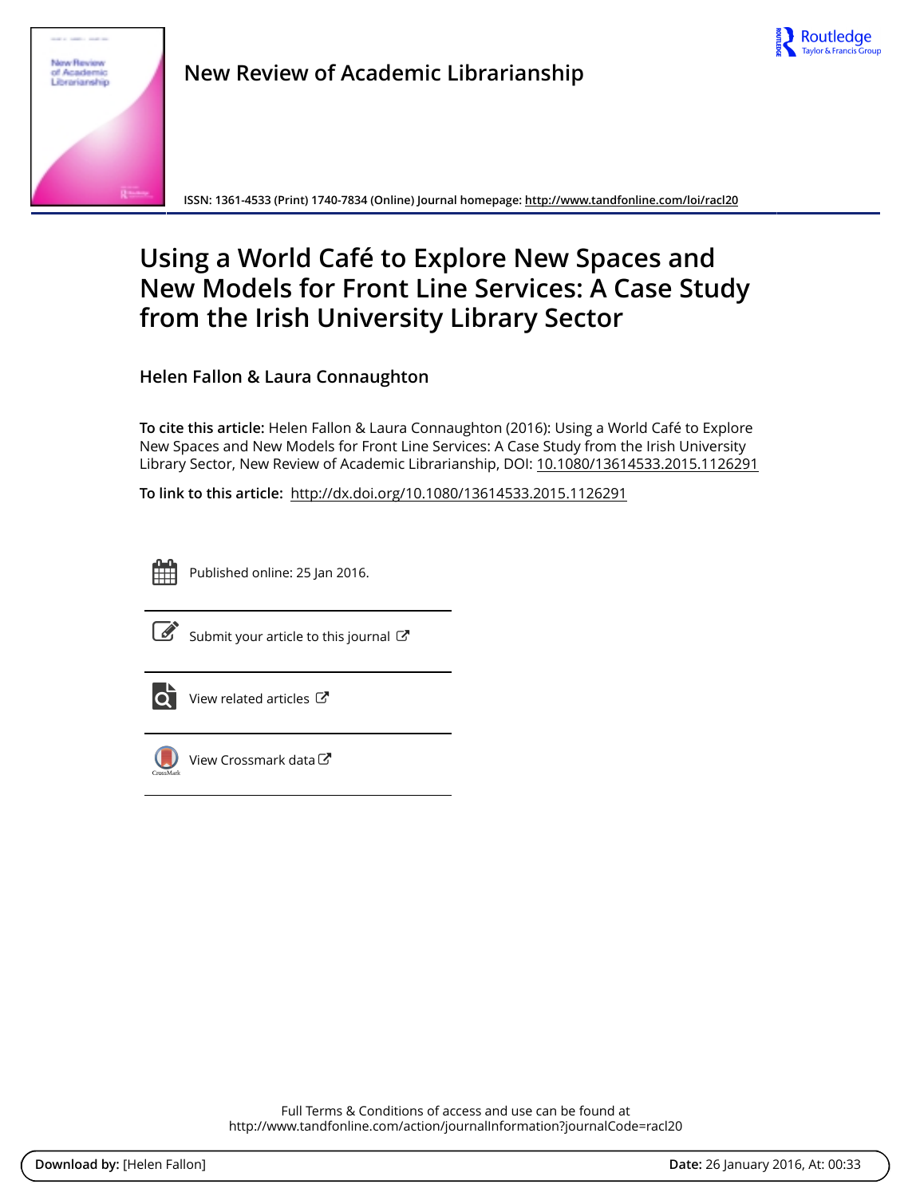New Review of Academic Librarianship

ISSN: 1361-4533 (Print) 1740-7834 (Online) Journal homepage: http://www.tandfonline.com/loi/racl20

# Using a World Café to Explore New Spaces and New Models for Front Line Services: A Case Study from the Irish University Library Sector

**Helen Fallon & Laura Connaughton**

**To cite this article:** Helen Fallon & Laura Connaughton (2016): Using a World Café to Explore New Spaces and New Models for Front Line Services: A Case Study from the Irish University Library Sector, New Review of Academic Librarianship, DOI: 10.1080/13614533.2015.1126291

**To link to this article:** http://dx.doi.org/10.1080/13614533.2015.1126291

Published online: 25 Jan 2016.

Submit your article to this journal

View related articles

View Crossmark data

Full Terms & Conditions of access and use can be found at
http://www.tandfonline.com/action/journalInformation?journalCode=racl20

**Download by:** [Helen Fallon] **Date:** 26 January 2016, At: 00:33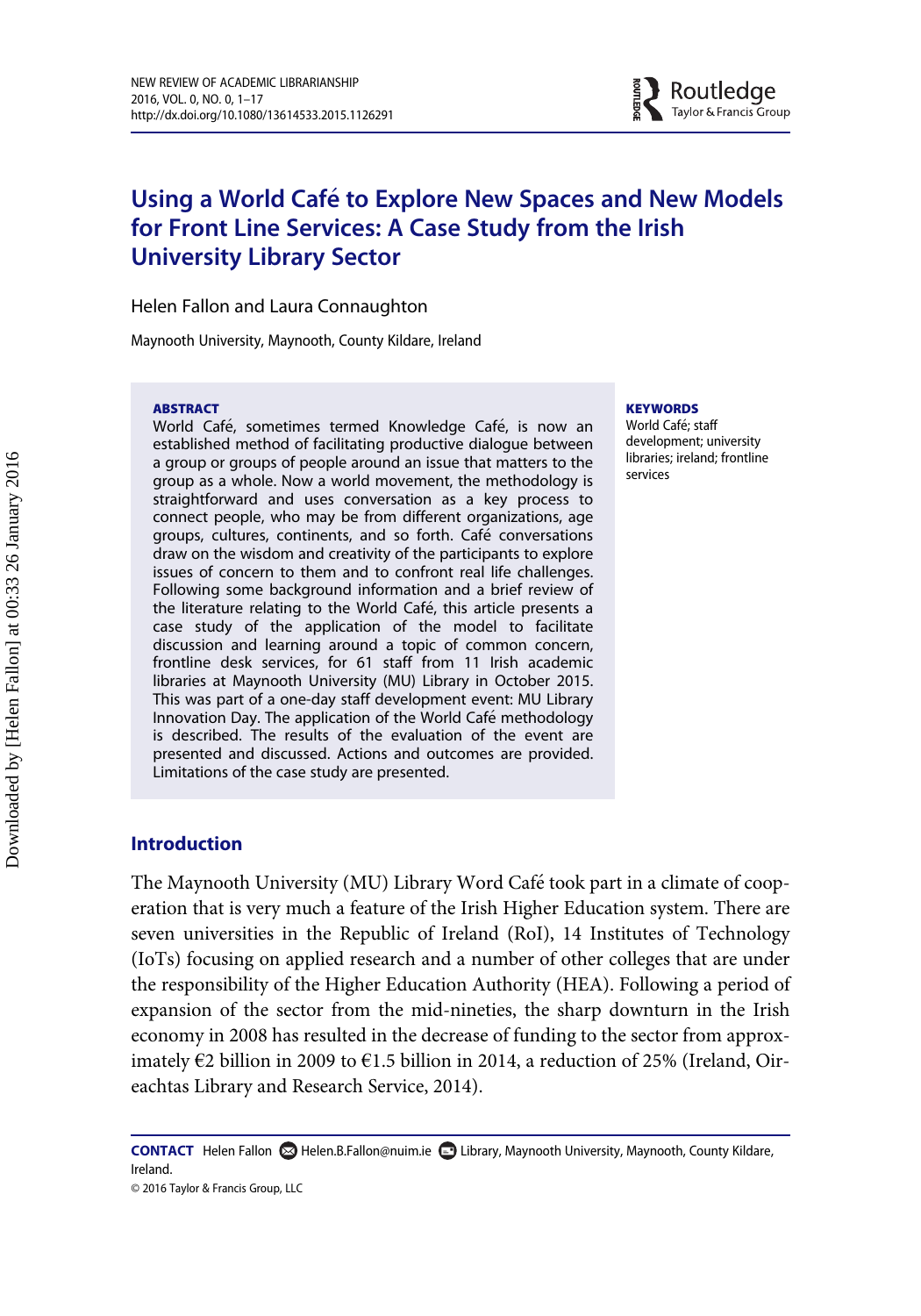# Using a World Café to Explore New Spaces and New Models for Front Line Services: A Case Study from the Irish University Library Sector

Helen Fallon and Laura Connaughton

Maynooth University, Maynooth, County Kildare, Ireland

**ABSTRACT**

World Café, sometimes termed Knowledge Café, is now an established method of facilitating productive dialogue between a group or groups of people around an issue that matters to the group as a whole. Now a world movement, the methodology is straightforward and uses conversation as a key process to connect people, who may be from different organizations, age groups, cultures, continents, and so forth. Café conversations draw on the wisdom and creativity of the participants to explore issues of concern to them and to confront real life challenges. Following some background information and a brief review of the literature relating to the World Café, this article presents a case study of the application of the model to facilitate discussion and learning around a topic of common concern, frontline desk services, for 61 staff from 11 Irish academic libraries at Maynooth University (MU) Library in October 2015. This was part of a one-day staff development event: MU Library Innovation Day. The application of the World Café methodology is described. The results of the evaluation of the event are presented and discussed. Actions and outcomes are provided. Limitations of the case study are presented.

**KEYWORDS**

World Café; staff development; university libraries; ireland; frontline services

## Introduction

The Maynooth University (MU) Library Word Café took part in a climate of cooperation that is very much a feature of the Irish Higher Education system. There are seven universities in the Republic of Ireland (RoI), 14 Institutes of Technology (IoTs) focusing on applied research and a number of other colleges that are under the responsibility of the Higher Education Authority (HEA). Following a period of expansion of the sector from the mid-nineties, the sharp downturn in the Irish economy in 2008 has resulted in the decrease of funding to the sector from approximately €2 billion in 2009 to €1.5 billion in 2014, a reduction of 25% (Ireland, Oireachtas Library and Research Service, 2014).

**CONTACT** Helen Fallon Helen.B.Fallon@nuim.ie Library, Maynooth University, Maynooth, County Kildare, Ireland.

© 2016 Taylor & Francis Group, LLC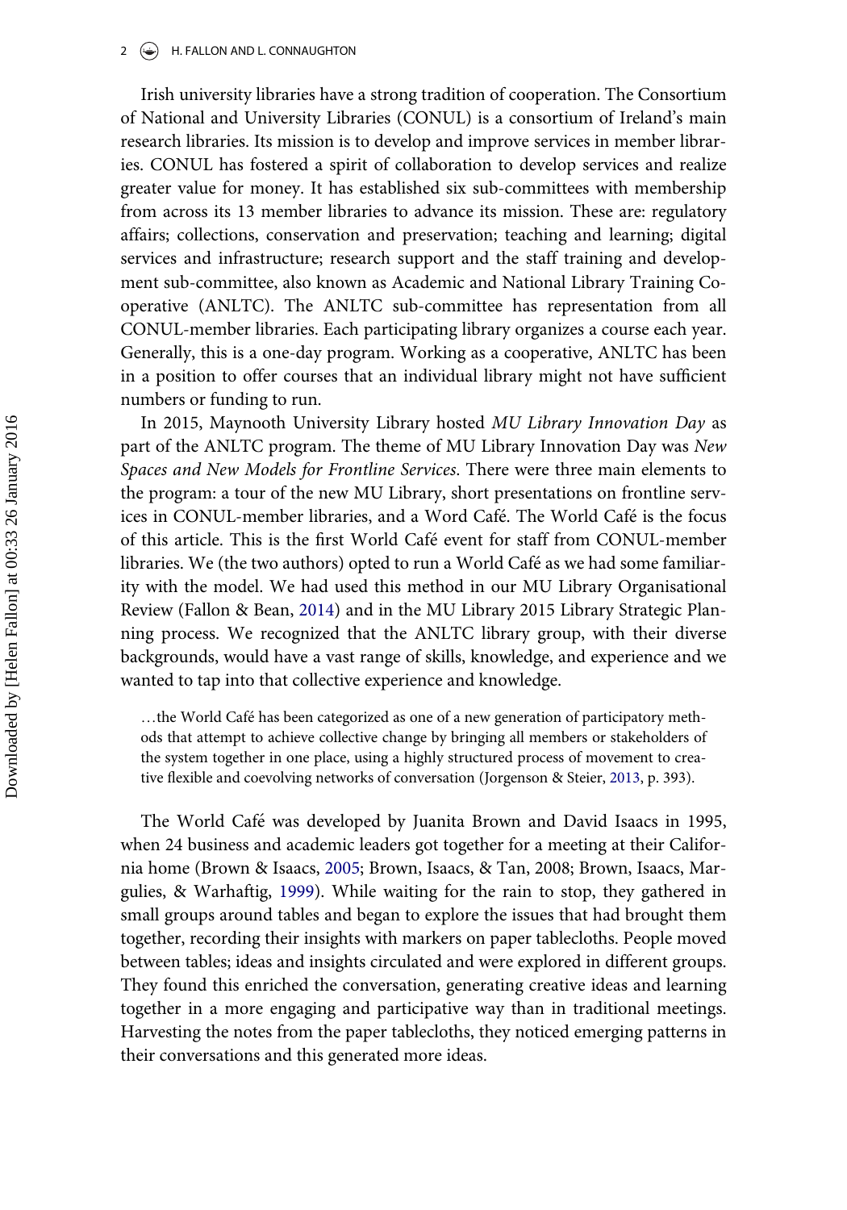Irish university libraries have a strong tradition of cooperation. The Consortium of National and University Libraries (CONUL) is a consortium of Ireland's main research libraries. Its mission is to develop and improve services in member libraries. CONUL has fostered a spirit of collaboration to develop services and realize greater value for money. It has established six sub-committees with membership from across its 13 member libraries to advance its mission. These are: regulatory affairs; collections, conservation and preservation; teaching and learning; digital services and infrastructure; research support and the staff training and development sub-committee, also known as Academic and National Library Training Co-operative (ANLTC). The ANLTC sub-committee has representation from all CONUL-member libraries. Each participating library organizes a course each year. Generally, this is a one-day program. Working as a cooperative, ANLTC has been in a position to offer courses that an individual library might not have sufficient numbers or funding to run.

In 2015, Maynooth University Library hosted *MU Library Innovation Day* as part of the ANLTC program. The theme of MU Library Innovation Day was *New Spaces and New Models for Frontline Services*. There were three main elements to the program: a tour of the new MU Library, short presentations on frontline services in CONUL-member libraries, and a Word Café. The World Café is the focus of this article. This is the first World Café event for staff from CONUL-member libraries. We (the two authors) opted to run a World Café as we had some familiarity with the model. We had used this method in our MU Library Organisational Review (Fallon & Bean, 2014) and in the MU Library 2015 Library Strategic Planning process. We recognized that the ANLTC library group, with their diverse backgrounds, would have a vast range of skills, knowledge, and experience and we wanted to tap into that collective experience and knowledge.

> …the World Café has been categorized as one of a new generation of participatory methods that attempt to achieve collective change by bringing all members or stakeholders of the system together in one place, using a highly structured process of movement to creative flexible and coevolving networks of conversation (Jorgenson & Steier, 2013, p. 393).

The World Café was developed by Juanita Brown and David Isaacs in 1995, when 24 business and academic leaders got together for a meeting at their California home (Brown & Isaacs, 2005; Brown, Isaacs, & Tan, 2008; Brown, Isaacs, Margulies, & Warhaftig, 1999). While waiting for the rain to stop, they gathered in small groups around tables and began to explore the issues that had brought them together, recording their insights with markers on paper tablecloths. People moved between tables; ideas and insights circulated and were explored in different groups. They found this enriched the conversation, generating creative ideas and learning together in a more engaging and participative way than in traditional meetings. Harvesting the notes from the paper tablecloths, they noticed emerging patterns in their conversations and this generated more ideas.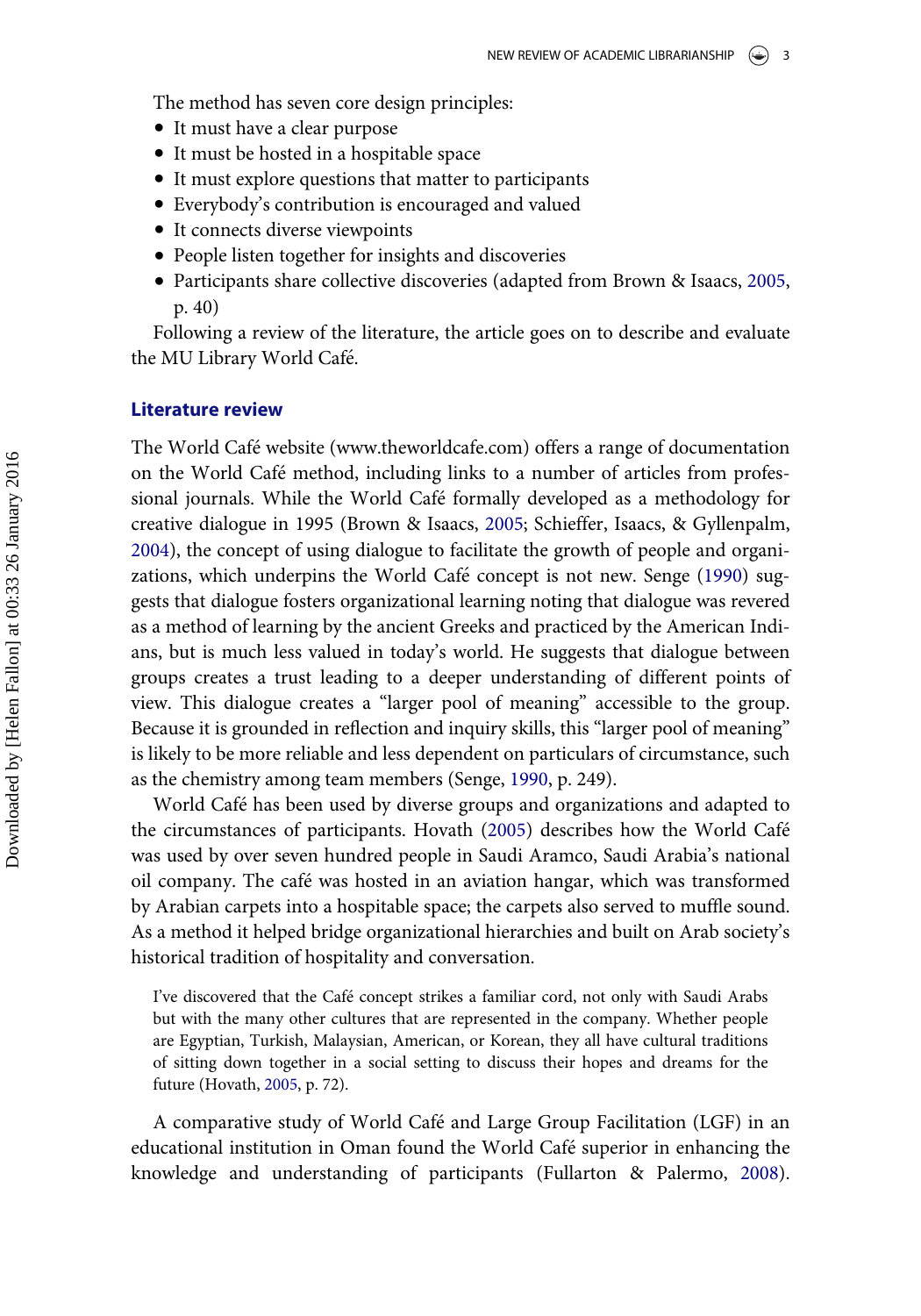The method has seven core design principles:

- It must have a clear purpose
- It must be hosted in a hospitable space
- It must explore questions that matter to participants
- Everybody's contribution is encouraged and valued
- It connects diverse viewpoints
- People listen together for insights and discoveries
- Participants share collective discoveries (adapted from Brown & Isaacs, 2005, p. 40)

Following a review of the literature, the article goes on to describe and evaluate the MU Library World Café.

## Literature review

The World Café website (www.theworldcafe.com) offers a range of documentation on the World Café method, including links to a number of articles from professional journals. While the World Café formally developed as a methodology for creative dialogue in 1995 (Brown & Isaacs, 2005; Schieffer, Isaacs, & Gyllenpalm, 2004), the concept of using dialogue to facilitate the growth of people and organizations, which underpins the World Café concept is not new. Senge (1990) suggests that dialogue fosters organizational learning noting that dialogue was revered as a method of learning by the ancient Greeks and practiced by the American Indians, but is much less valued in today's world. He suggests that dialogue between groups creates a trust leading to a deeper understanding of different points of view. This dialogue creates a "larger pool of meaning" accessible to the group. Because it is grounded in reflection and inquiry skills, this "larger pool of meaning" is likely to be more reliable and less dependent on particulars of circumstance, such as the chemistry among team members (Senge, 1990, p. 249).

World Café has been used by diverse groups and organizations and adapted to the circumstances of participants. Hovath (2005) describes how the World Café was used by over seven hundred people in Saudi Aramco, Saudi Arabia's national oil company. The café was hosted in an aviation hangar, which was transformed by Arabian carpets into a hospitable space; the carpets also served to muffle sound. As a method it helped bridge organizational hierarchies and built on Arab society's historical tradition of hospitality and conversation.

> I've discovered that the Café concept strikes a familiar cord, not only with Saudi Arabs but with the many other cultures that are represented in the company. Whether people are Egyptian, Turkish, Malaysian, American, or Korean, they all have cultural traditions of sitting down together in a social setting to discuss their hopes and dreams for the future (Hovath, 2005, p. 72).

A comparative study of World Café and Large Group Facilitation (LGF) in an educational institution in Oman found the World Café superior in enhancing the knowledge and understanding of participants (Fullarton & Palermo, 2008).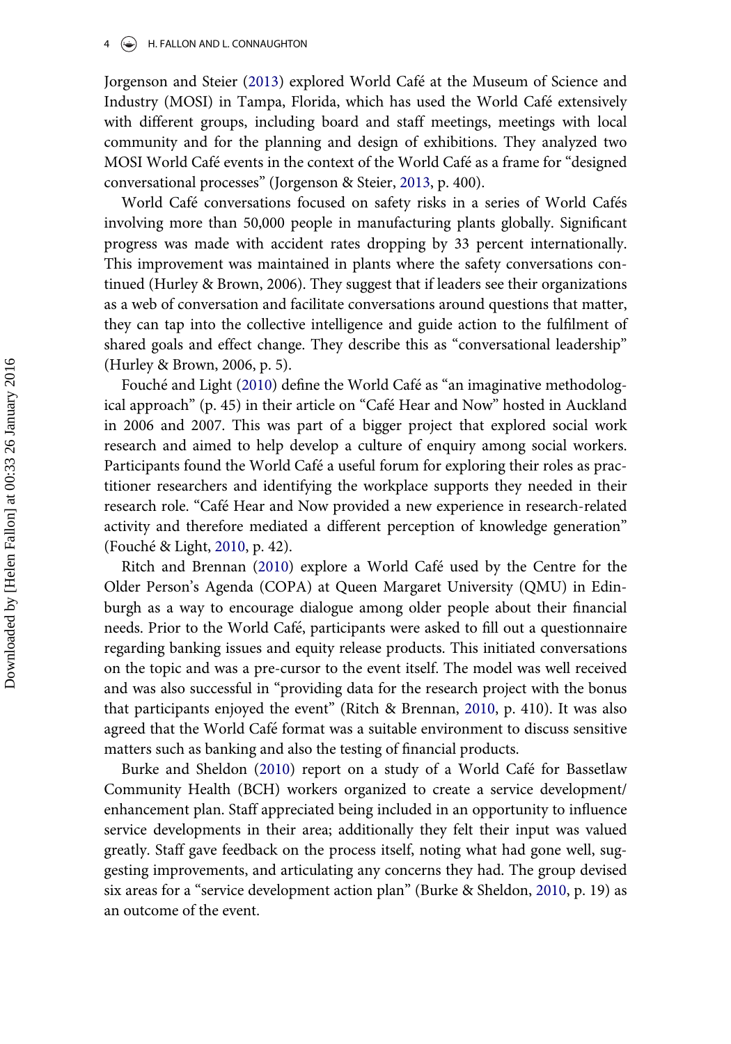Jorgenson and Steier (2013) explored World Café at the Museum of Science and Industry (MOSI) in Tampa, Florida, which has used the World Café extensively with different groups, including board and staff meetings, meetings with local community and for the planning and design of exhibitions. They analyzed two MOSI World Café events in the context of the World Café as a frame for "designed conversational processes" (Jorgenson & Steier, 2013, p. 400).

World Café conversations focused on safety risks in a series of World Cafés involving more than 50,000 people in manufacturing plants globally. Significant progress was made with accident rates dropping by 33 percent internationally. This improvement was maintained in plants where the safety conversations continued (Hurley & Brown, 2006). They suggest that if leaders see their organizations as a web of conversation and facilitate conversations around questions that matter, they can tap into the collective intelligence and guide action to the fulfilment of shared goals and effect change. They describe this as "conversational leadership" (Hurley & Brown, 2006, p. 5).

Fouché and Light (2010) define the World Café as "an imaginative methodological approach" (p. 45) in their article on "Café Hear and Now" hosted in Auckland in 2006 and 2007. This was part of a bigger project that explored social work research and aimed to help develop a culture of enquiry among social workers. Participants found the World Café a useful forum for exploring their roles as practitioner researchers and identifying the workplace supports they needed in their research role. "Café Hear and Now provided a new experience in research-related activity and therefore mediated a different perception of knowledge generation" (Fouché & Light, 2010, p. 42).

Ritch and Brennan (2010) explore a World Café used by the Centre for the Older Person's Agenda (COPA) at Queen Margaret University (QMU) in Edinburgh as a way to encourage dialogue among older people about their financial needs. Prior to the World Café, participants were asked to fill out a questionnaire regarding banking issues and equity release products. This initiated conversations on the topic and was a pre-cursor to the event itself. The model was well received and was also successful in "providing data for the research project with the bonus that participants enjoyed the event" (Ritch & Brennan, 2010, p. 410). It was also agreed that the World Café format was a suitable environment to discuss sensitive matters such as banking and also the testing of financial products.

Burke and Sheldon (2010) report on a study of a World Café for Bassetlaw Community Health (BCH) workers organized to create a service development/enhancement plan. Staff appreciated being included in an opportunity to influence service developments in their area; additionally they felt their input was valued greatly. Staff gave feedback on the process itself, noting what had gone well, suggesting improvements, and articulating any concerns they had. The group devised six areas for a "service development action plan" (Burke & Sheldon, 2010, p. 19) as an outcome of the event.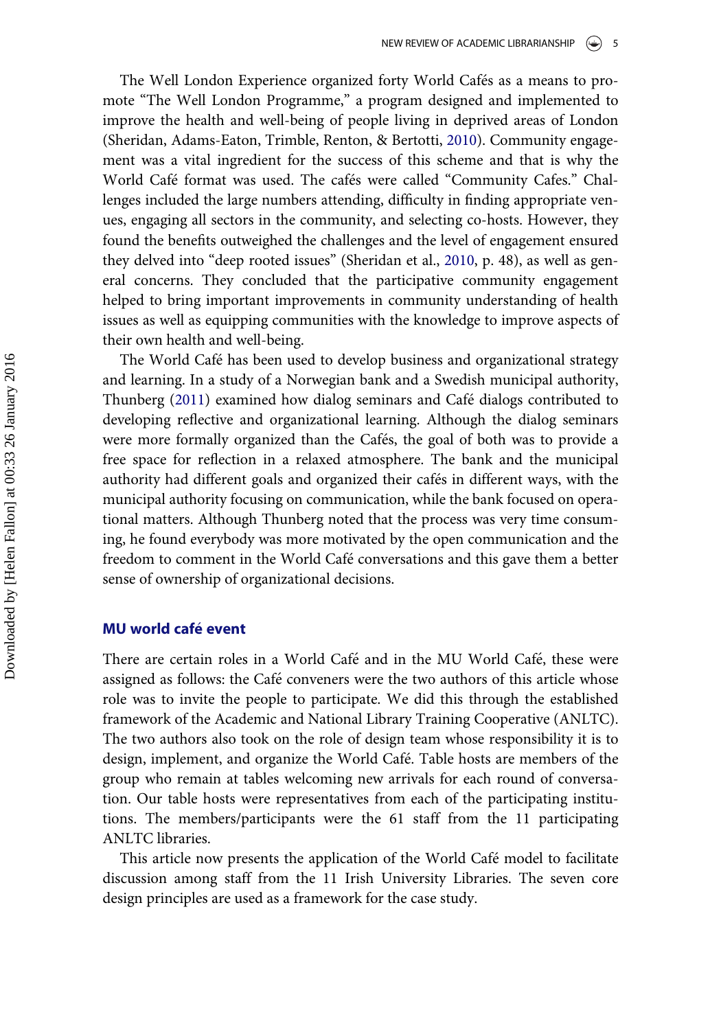The Well London Experience organized forty World Cafés as a means to promote "The Well London Programme," a program designed and implemented to improve the health and well-being of people living in deprived areas of London (Sheridan, Adams-Eaton, Trimble, Renton, & Bertotti, 2010). Community engagement was a vital ingredient for the success of this scheme and that is why the World Café format was used. The cafés were called "Community Cafes." Challenges included the large numbers attending, difficulty in finding appropriate venues, engaging all sectors in the community, and selecting co-hosts. However, they found the benefits outweighed the challenges and the level of engagement ensured they delved into "deep rooted issues" (Sheridan et al., 2010, p. 48), as well as general concerns. They concluded that the participative community engagement helped to bring important improvements in community understanding of health issues as well as equipping communities with the knowledge to improve aspects of their own health and well-being.

The World Café has been used to develop business and organizational strategy and learning. In a study of a Norwegian bank and a Swedish municipal authority, Thunberg (2011) examined how dialog seminars and Café dialogs contributed to developing reflective and organizational learning. Although the dialog seminars were more formally organized than the Cafés, the goal of both was to provide a free space for reflection in a relaxed atmosphere. The bank and the municipal authority had different goals and organized their cafés in different ways, with the municipal authority focusing on communication, while the bank focused on operational matters. Although Thunberg noted that the process was very time consuming, he found everybody was more motivated by the open communication and the freedom to comment in the World Café conversations and this gave them a better sense of ownership of organizational decisions.

## MU world café event

There are certain roles in a World Café and in the MU World Café, these were assigned as follows: the Café conveners were the two authors of this article whose role was to invite the people to participate. We did this through the established framework of the Academic and National Library Training Cooperative (ANLTC). The two authors also took on the role of design team whose responsibility it is to design, implement, and organize the World Café. Table hosts are members of the group who remain at tables welcoming new arrivals for each round of conversation. Our table hosts were representatives from each of the participating institutions. The members/participants were the 61 staff from the 11 participating ANLTC libraries.

This article now presents the application of the World Café model to facilitate discussion among staff from the 11 Irish University Libraries. The seven core design principles are used as a framework for the case study.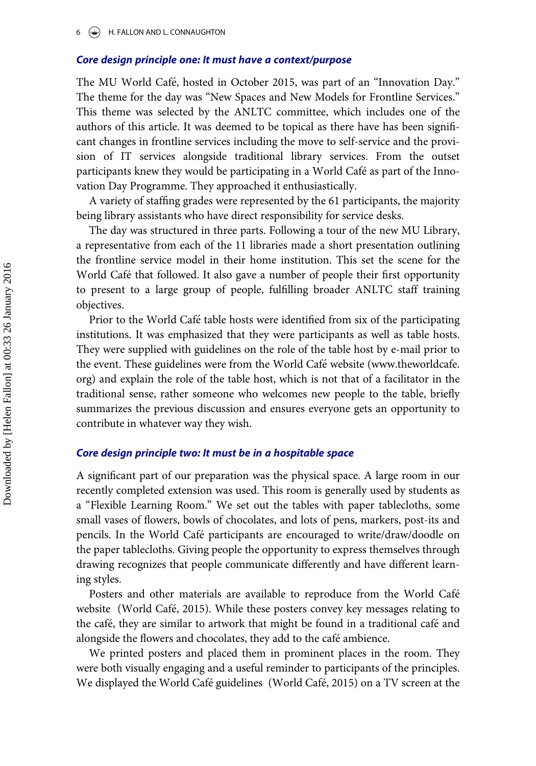### Core design principle one: It must have a context/purpose

The MU World Café, hosted in October 2015, was part of an "Innovation Day." The theme for the day was "New Spaces and New Models for Frontline Services." This theme was selected by the ANLTC committee, which includes one of the authors of this article. It was deemed to be topical as there have has been significant changes in frontline services including the move to self-service and the provision of IT services alongside traditional library services. From the outset participants knew they would be participating in a World Café as part of the Innovation Day Programme. They approached it enthusiastically.

A variety of staffing grades were represented by the 61 participants, the majority being library assistants who have direct responsibility for service desks.

The day was structured in three parts. Following a tour of the new MU Library, a representative from each of the 11 libraries made a short presentation outlining the frontline service model in their home institution. This set the scene for the World Café that followed. It also gave a number of people their first opportunity to present to a large group of people, fulfilling broader ANLTC staff training objectives.

Prior to the World Café table hosts were identified from six of the participating institutions. It was emphasized that they were participants as well as table hosts. They were supplied with guidelines on the role of the table host by e-mail prior to the event. These guidelines were from the World Café website (www.theworldcafe.org) and explain the role of the table host, which is not that of a facilitator in the traditional sense, rather someone who welcomes new people to the table, briefly summarizes the previous discussion and ensures everyone gets an opportunity to contribute in whatever way they wish.

### Core design principle two: It must be in a hospitable space

A significant part of our preparation was the physical space. A large room in our recently completed extension was used. This room is generally used by students as a "Flexible Learning Room." We set out the tables with paper tablecloths, some small vases of flowers, bowls of chocolates, and lots of pens, markers, post-its and pencils. In the World Café participants are encouraged to write/draw/doodle on the paper tablecloths. Giving people the opportunity to express themselves through drawing recognizes that people communicate differently and have different learning styles.

Posters and other materials are available to reproduce from the World Café website (World Café, 2015). While these posters convey key messages relating to the café, they are similar to artwork that might be found in a traditional café and alongside the flowers and chocolates, they add to the café ambience.

We printed posters and placed them in prominent places in the room. They were both visually engaging and a useful reminder to participants of the principles. We displayed the World Café guidelines (World Café, 2015) on a TV screen at the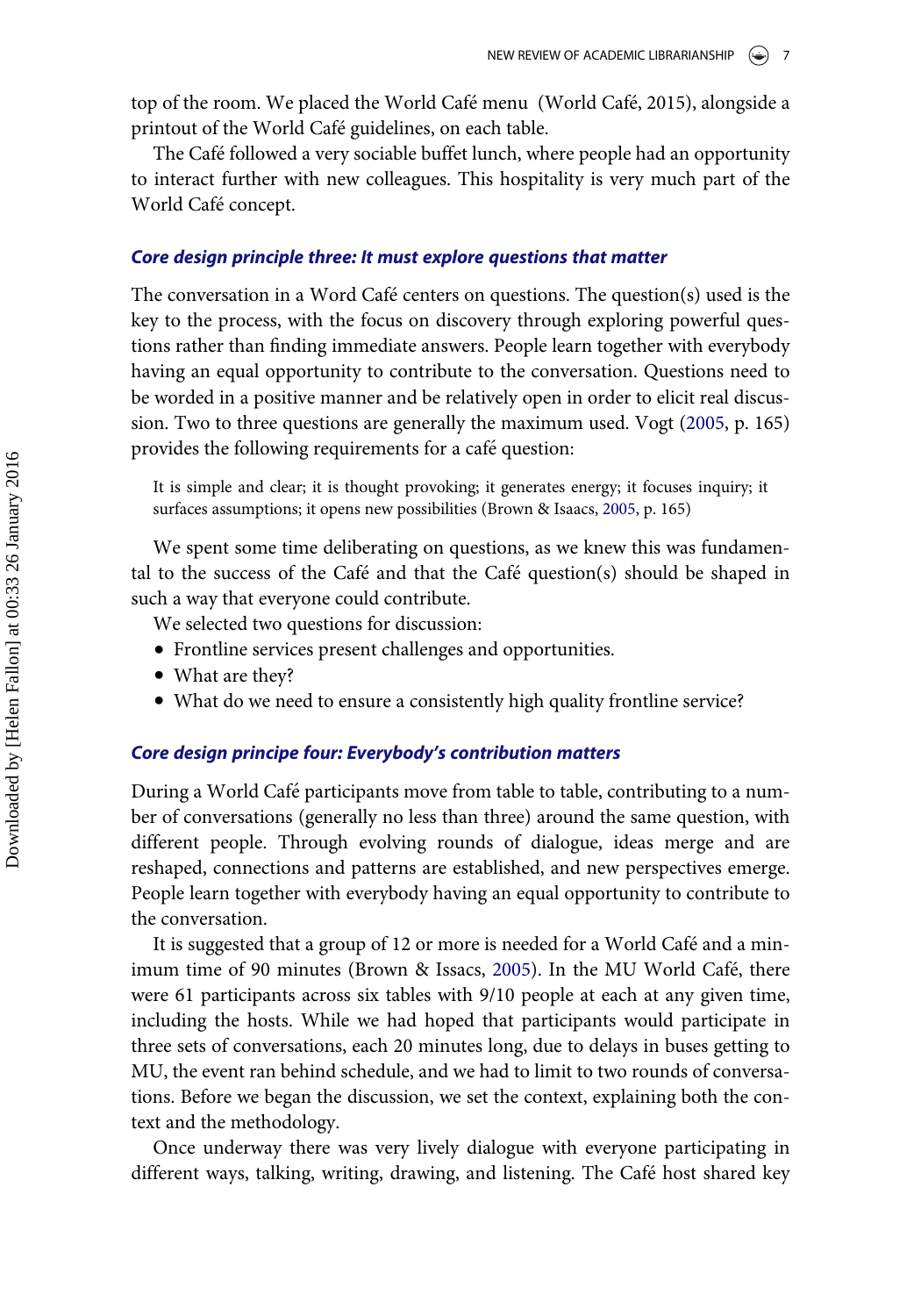top of the room. We placed the World Café menu (World Café, 2015), alongside a printout of the World Café guidelines, on each table.

The Café followed a very sociable buffet lunch, where people had an opportunity to interact further with new colleagues. This hospitality is very much part of the World Café concept.

### *Core design principle three: It must explore questions that matter*

The conversation in a Word Café centers on questions. The question(s) used is the key to the process, with the focus on discovery through exploring powerful questions rather than finding immediate answers. People learn together with everybody having an equal opportunity to contribute to the conversation. Questions need to be worded in a positive manner and be relatively open in order to elicit real discussion. Two to three questions are generally the maximum used. Vogt (2005, p. 165) provides the following requirements for a café question:

> It is simple and clear; it is thought provoking; it generates energy; it focuses inquiry; it surfaces assumptions; it opens new possibilities (Brown & Isaacs, 2005, p. 165)

We spent some time deliberating on questions, as we knew this was fundamental to the success of the Café and that the Café question(s) should be shaped in such a way that everyone could contribute.

We selected two questions for discussion:

- Frontline services present challenges and opportunities.
- What are they?
- What do we need to ensure a consistently high quality frontline service?

### *Core design principle four: Everybody's contribution matters*

During a World Café participants move from table to table, contributing to a number of conversations (generally no less than three) around the same question, with different people. Through evolving rounds of dialogue, ideas merge and are reshaped, connections and patterns are established, and new perspectives emerge. People learn together with everybody having an equal opportunity to contribute to the conversation.

It is suggested that a group of 12 or more is needed for a World Café and a minimum time of 90 minutes (Brown & Issacs, 2005). In the MU World Café, there were 61 participants across six tables with 9/10 people at each at any given time, including the hosts. While we had hoped that participants would participate in three sets of conversations, each 20 minutes long, due to delays in buses getting to MU, the event ran behind schedule, and we had to limit to two rounds of conversations. Before we began the discussion, we set the context, explaining both the context and the methodology.

Once underway there was very lively dialogue with everyone participating in different ways, talking, writing, drawing, and listening. The Café host shared key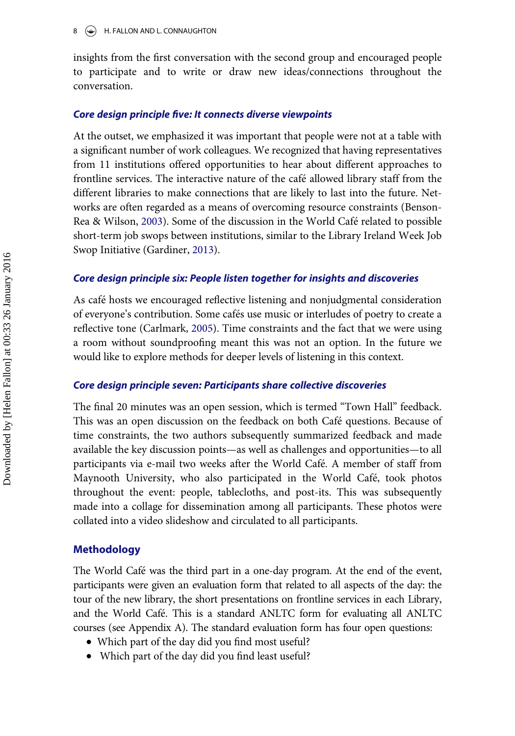insights from the first conversation with the second group and encouraged people to participate and to write or draw new ideas/connections throughout the conversation.

### *Core design principle five: It connects diverse viewpoints*

At the outset, we emphasized it was important that people were not at a table with a significant number of work colleagues. We recognized that having representatives from 11 institutions offered opportunities to hear about different approaches to frontline services. The interactive nature of the café allowed library staff from the different libraries to make connections that are likely to last into the future. Networks are often regarded as a means of overcoming resource constraints (Benson-Rea & Wilson, 2003). Some of the discussion in the World Café related to possible short-term job swops between institutions, similar to the Library Ireland Week Job Swop Initiative (Gardiner, 2013).

### *Core design principle six: People listen together for insights and discoveries*

As café hosts we encouraged reflective listening and nonjudgmental consideration of everyone's contribution. Some cafés use music or interludes of poetry to create a reflective tone (Carlmark, 2005). Time constraints and the fact that we were using a room without soundproofing meant this was not an option. In the future we would like to explore methods for deeper levels of listening in this context.

### *Core design principle seven: Participants share collective discoveries*

The final 20 minutes was an open session, which is termed "Town Hall" feedback. This was an open discussion on the feedback on both Café questions. Because of time constraints, the two authors subsequently summarized feedback and made available the key discussion points—as well as challenges and opportunities—to all participants via e-mail two weeks after the World Café. A member of staff from Maynooth University, who also participated in the World Café, took photos throughout the event: people, tablecloths, and post-its. This was subsequently made into a collage for dissemination among all participants. These photos were collated into a video slideshow and circulated to all participants.

## Methodology

The World Café was the third part in a one-day program. At the end of the event, participants were given an evaluation form that related to all aspects of the day: the tour of the new library, the short presentations on frontline services in each Library, and the World Café. This is a standard ANLTC form for evaluating all ANLTC courses (see Appendix A). The standard evaluation form has four open questions:

- Which part of the day did you find most useful?
- Which part of the day did you find least useful?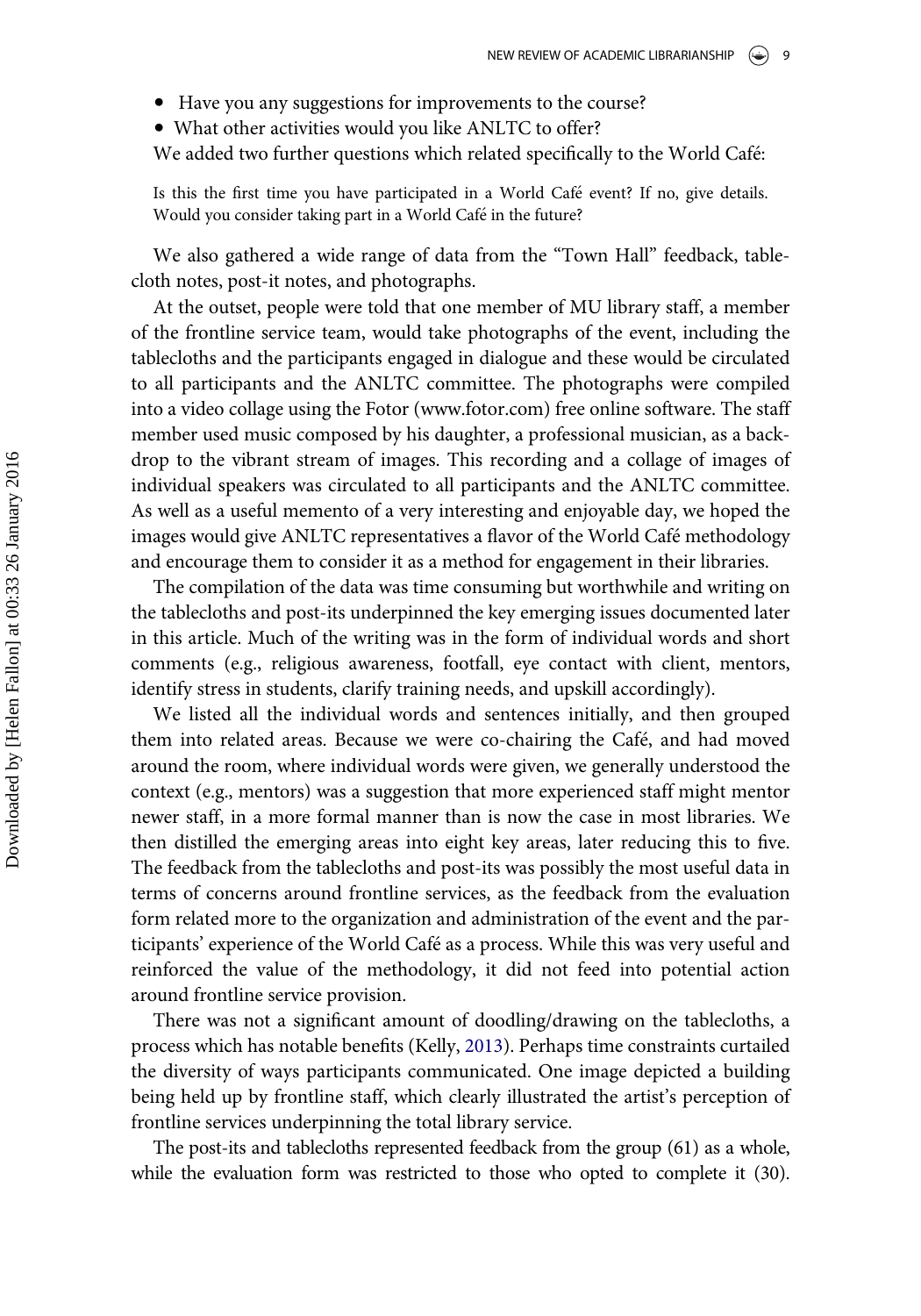- Have you any suggestions for improvements to the course?
- What other activities would you like ANLTC to offer?

We added two further questions which related specifically to the World Café:

> Is this the first time you have participated in a World Café event? If no, give details. Would you consider taking part in a World Café in the future?

We also gathered a wide range of data from the "Town Hall" feedback, tablecloth notes, post-it notes, and photographs.

At the outset, people were told that one member of MU library staff, a member of the frontline service team, would take photographs of the event, including the tablecloths and the participants engaged in dialogue and these would be circulated to all participants and the ANLTC committee. The photographs were compiled into a video collage using the Fotor (www.fotor.com) free online software. The staff member used music composed by his daughter, a professional musician, as a backdrop to the vibrant stream of images. This recording and a collage of images of individual speakers was circulated to all participants and the ANLTC committee. As well as a useful memento of a very interesting and enjoyable day, we hoped the images would give ANLTC representatives a flavor of the World Café methodology and encourage them to consider it as a method for engagement in their libraries.

The compilation of the data was time consuming but worthwhile and writing on the tablecloths and post-its underpinned the key emerging issues documented later in this article. Much of the writing was in the form of individual words and short comments (e.g., religious awareness, footfall, eye contact with client, mentors, identify stress in students, clarify training needs, and upskill accordingly).

We listed all the individual words and sentences initially, and then grouped them into related areas. Because we were co-chairing the Café, and had moved around the room, where individual words were given, we generally understood the context (e.g., mentors) was a suggestion that more experienced staff might mentor newer staff, in a more formal manner than is now the case in most libraries. We then distilled the emerging areas into eight key areas, later reducing this to five. The feedback from the tablecloths and post-its was possibly the most useful data in terms of concerns around frontline services, as the feedback from the evaluation form related more to the organization and administration of the event and the participants' experience of the World Café as a process. While this was very useful and reinforced the value of the methodology, it did not feed into potential action around frontline service provision.

There was not a significant amount of doodling/drawing on the tablecloths, a process which has notable benefits (Kelly, 2013). Perhaps time constraints curtailed the diversity of ways participants communicated. One image depicted a building being held up by frontline staff, which clearly illustrated the artist's perception of frontline services underpinning the total library service.

The post-its and tablecloths represented feedback from the group (61) as a whole, while the evaluation form was restricted to those who opted to complete it (30).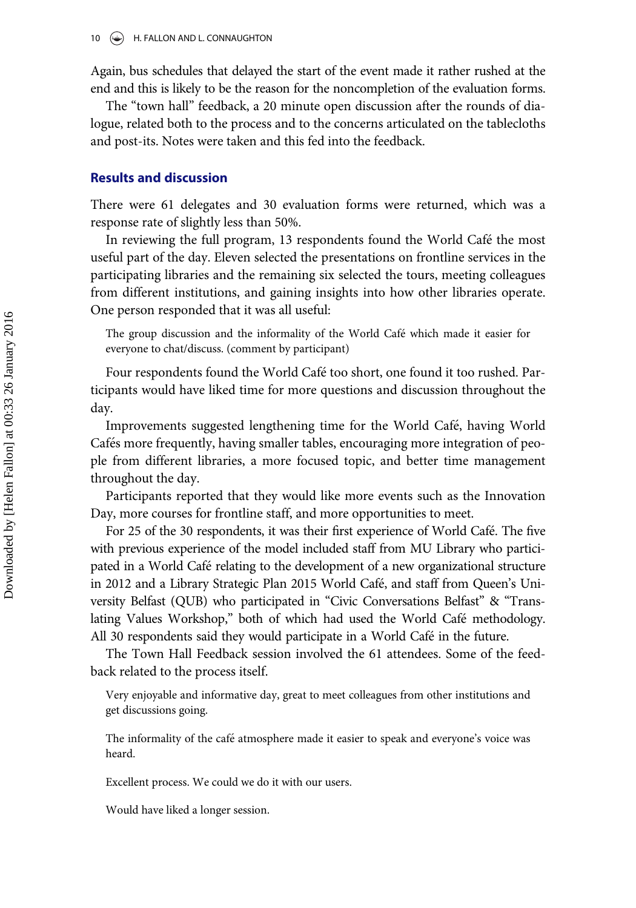Again, bus schedules that delayed the start of the event made it rather rushed at the end and this is likely to be the reason for the noncompletion of the evaluation forms.

The "town hall" feedback, a 20 minute open discussion after the rounds of dialogue, related both to the process and to the concerns articulated on the tablecloths and post-its. Notes were taken and this fed into the feedback.

## Results and discussion

There were 61 delegates and 30 evaluation forms were returned, which was a response rate of slightly less than 50%.

In reviewing the full program, 13 respondents found the World Café the most useful part of the day. Eleven selected the presentations on frontline services in the participating libraries and the remaining six selected the tours, meeting colleagues from different institutions, and gaining insights into how other libraries operate. One person responded that it was all useful:

> The group discussion and the informality of the World Café which made it easier for everyone to chat/discuss. (comment by participant)

Four respondents found the World Café too short, one found it too rushed. Participants would have liked time for more questions and discussion throughout the day.

Improvements suggested lengthening time for the World Café, having World Cafés more frequently, having smaller tables, encouraging more integration of people from different libraries, a more focused topic, and better time management throughout the day.

Participants reported that they would like more events such as the Innovation Day, more courses for frontline staff, and more opportunities to meet.

For 25 of the 30 respondents, it was their first experience of World Café. The five with previous experience of the model included staff from MU Library who participated in a World Café relating to the development of a new organizational structure in 2012 and a Library Strategic Plan 2015 World Café, and staff from Queen's University Belfast (QUB) who participated in "Civic Conversations Belfast" & "Translating Values Workshop," both of which had used the World Café methodology. All 30 respondents said they would participate in a World Café in the future.

The Town Hall Feedback session involved the 61 attendees. Some of the feedback related to the process itself.

> Very enjoyable and informative day, great to meet colleagues from other institutions and get discussions going.

> The informality of the café atmosphere made it easier to speak and everyone's voice was heard.

> Excellent process. We could we do it with our users.

> Would have liked a longer session.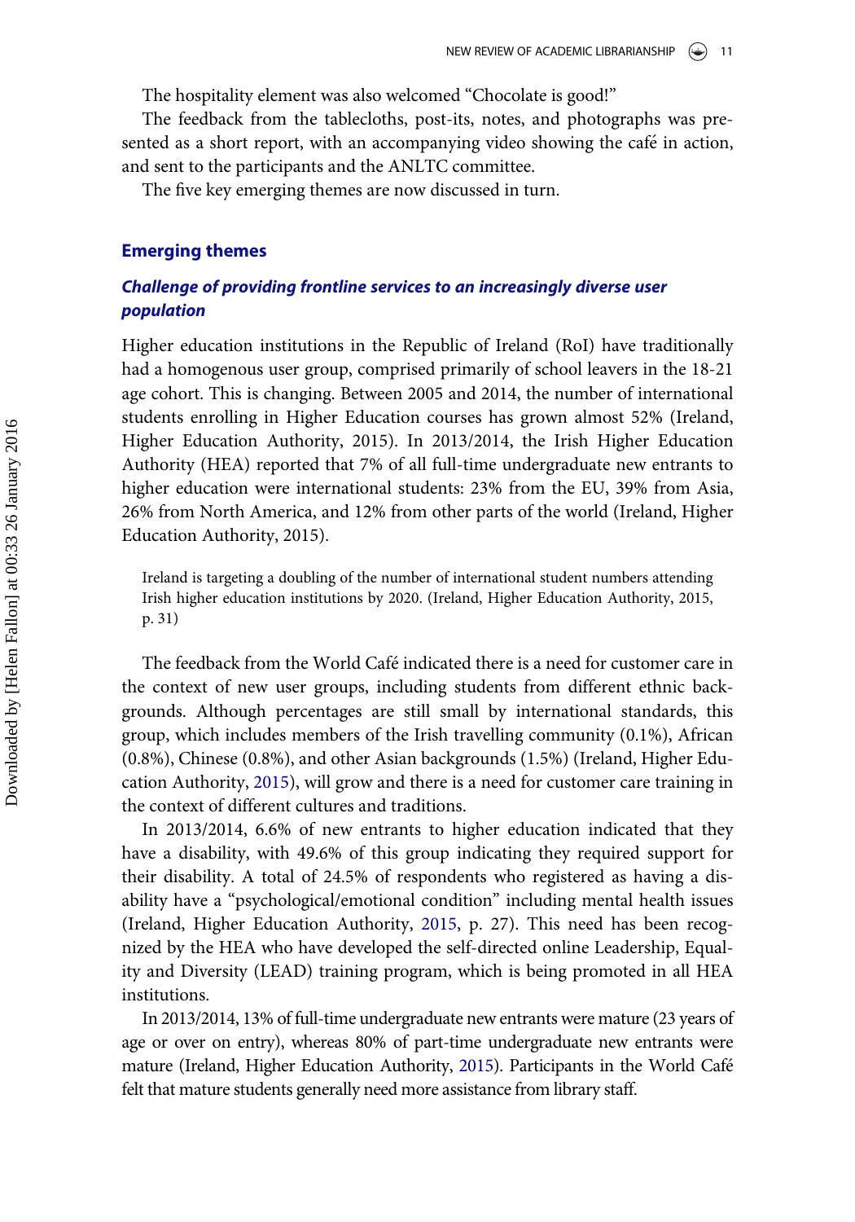The hospitality element was also welcomed "Chocolate is good!"

The feedback from the tablecloths, post-its, notes, and photographs was presented as a short report, with an accompanying video showing the café in action, and sent to the participants and the ANLTC committee.

The five key emerging themes are now discussed in turn.

## Emerging themes

### *Challenge of providing frontline services to an increasingly diverse user population*

Higher education institutions in the Republic of Ireland (RoI) have traditionally had a homogenous user group, comprised primarily of school leavers in the 18-21 age cohort. This is changing. Between 2005 and 2014, the number of international students enrolling in Higher Education courses has grown almost 52% (Ireland, Higher Education Authority, 2015). In 2013/2014, the Irish Higher Education Authority (HEA) reported that 7% of all full-time undergraduate new entrants to higher education were international students: 23% from the EU, 39% from Asia, 26% from North America, and 12% from other parts of the world (Ireland, Higher Education Authority, 2015).

> Ireland is targeting a doubling of the number of international student numbers attending Irish higher education institutions by 2020. (Ireland, Higher Education Authority, 2015, p. 31)

The feedback from the World Café indicated there is a need for customer care in the context of new user groups, including students from different ethnic backgrounds. Although percentages are still small by international standards, this group, which includes members of the Irish travelling community (0.1%), African (0.8%), Chinese (0.8%), and other Asian backgrounds (1.5%) (Ireland, Higher Education Authority, 2015), will grow and there is a need for customer care training in the context of different cultures and traditions.

In 2013/2014, 6.6% of new entrants to higher education indicated that they have a disability, with 49.6% of this group indicating they required support for their disability. A total of 24.5% of respondents who registered as having a disability have a "psychological/emotional condition" including mental health issues (Ireland, Higher Education Authority, 2015, p. 27). This need has been recognized by the HEA who have developed the self-directed online Leadership, Equality and Diversity (LEAD) training program, which is being promoted in all HEA institutions.

In 2013/2014, 13% of full-time undergraduate new entrants were mature (23 years of age or over on entry), whereas 80% of part-time undergraduate new entrants were mature (Ireland, Higher Education Authority, 2015). Participants in the World Café felt that mature students generally need more assistance from library staff.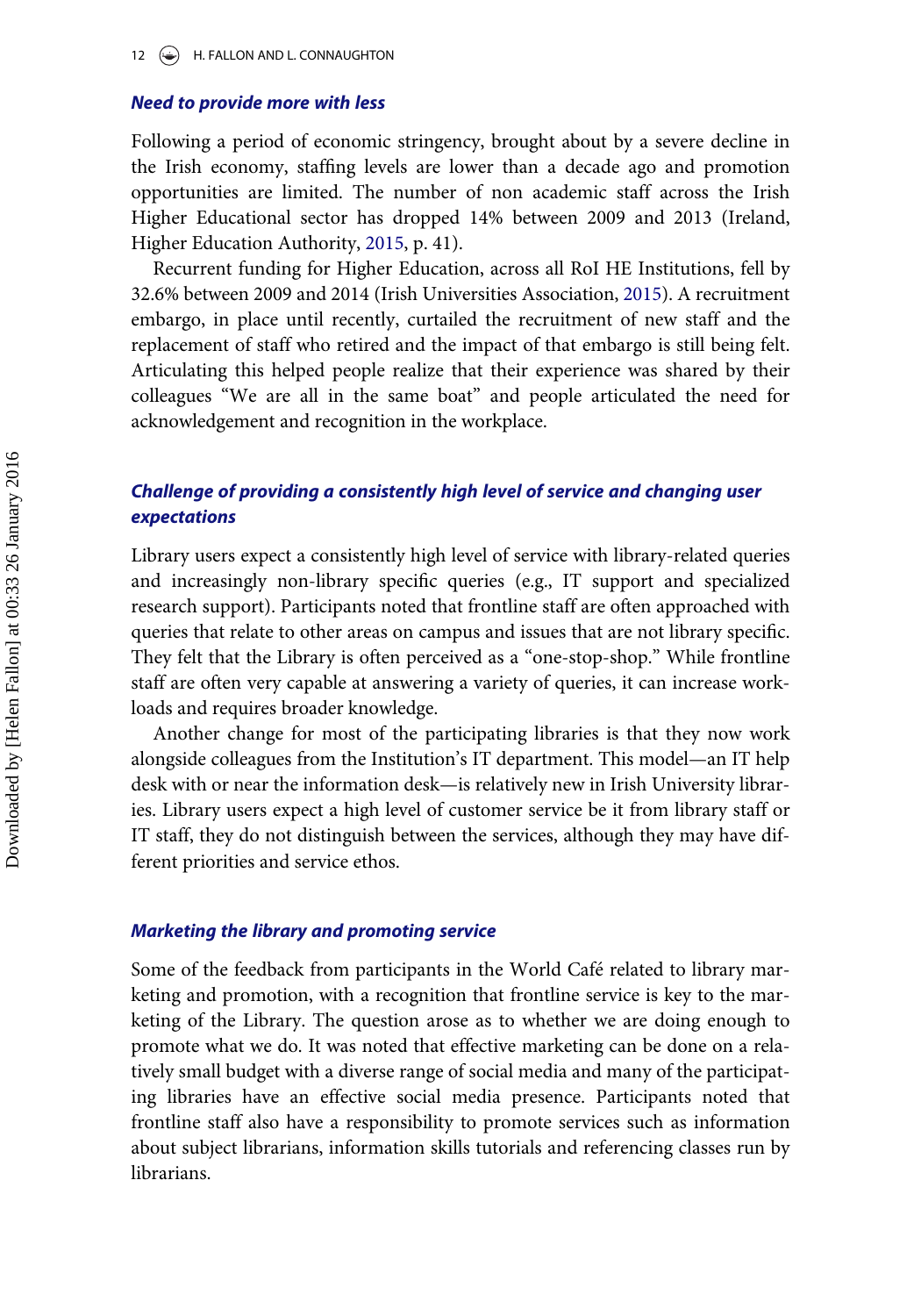### Need to provide more with less

Following a period of economic stringency, brought about by a severe decline in the Irish economy, staffing levels are lower than a decade ago and promotion opportunities are limited. The number of non academic staff across the Irish Higher Educational sector has dropped 14% between 2009 and 2013 (Ireland, Higher Education Authority, 2015, p. 41).

Recurrent funding for Higher Education, across all RoI HE Institutions, fell by 32.6% between 2009 and 2014 (Irish Universities Association, 2015). A recruitment embargo, in place until recently, curtailed the recruitment of new staff and the replacement of staff who retired and the impact of that embargo is still being felt. Articulating this helped people realize that their experience was shared by their colleagues "We are all in the same boat" and people articulated the need for acknowledgement and recognition in the workplace.

### Challenge of providing a consistently high level of service and changing user expectations

Library users expect a consistently high level of service with library-related queries and increasingly non-library specific queries (e.g., IT support and specialized research support). Participants noted that frontline staff are often approached with queries that relate to other areas on campus and issues that are not library specific. They felt that the Library is often perceived as a "one-stop-shop." While frontline staff are often very capable at answering a variety of queries, it can increase workloads and requires broader knowledge.

Another change for most of the participating libraries is that they now work alongside colleagues from the Institution's IT department. This model—an IT help desk with or near the information desk—is relatively new in Irish University libraries. Library users expect a high level of customer service be it from library staff or IT staff, they do not distinguish between the services, although they may have different priorities and service ethos.

### Marketing the library and promoting service

Some of the feedback from participants in the World Café related to library marketing and promotion, with a recognition that frontline service is key to the marketing of the Library. The question arose as to whether we are doing enough to promote what we do. It was noted that effective marketing can be done on a relatively small budget with a diverse range of social media and many of the participating libraries have an effective social media presence. Participants noted that frontline staff also have a responsibility to promote services such as information about subject librarians, information skills tutorials and referencing classes run by librarians.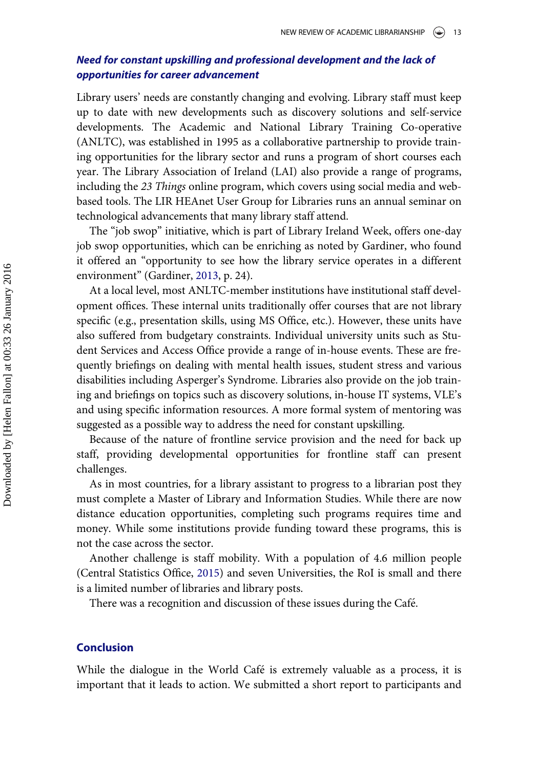### *Need for constant upskilling and professional development and the lack of opportunities for career advancement*

Library users' needs are constantly changing and evolving. Library staff must keep up to date with new developments such as discovery solutions and self-service developments. The Academic and National Library Training Co-operative (ANLTC), was established in 1995 as a collaborative partnership to provide training opportunities for the library sector and runs a program of short courses each year. The Library Association of Ireland (LAI) also provide a range of programs, including the *23 Things* online program, which covers using social media and web-based tools. The LIR HEAnet User Group for Libraries runs an annual seminar on technological advancements that many library staff attend.

The "job swop" initiative, which is part of Library Ireland Week, offers one-day job swop opportunities, which can be enriching as noted by Gardiner, who found it offered an "opportunity to see how the library service operates in a different environment" (Gardiner, 2013, p. 24).

At a local level, most ANLTC-member institutions have institutional staff development offices. These internal units traditionally offer courses that are not library specific (e.g., presentation skills, using MS Office, etc.). However, these units have also suffered from budgetary constraints. Individual university units such as Student Services and Access Office provide a range of in-house events. These are frequently briefings on dealing with mental health issues, student stress and various disabilities including Asperger's Syndrome. Libraries also provide on the job training and briefings on topics such as discovery solutions, in-house IT systems, VLE's and using specific information resources. A more formal system of mentoring was suggested as a possible way to address the need for constant upskilling.

Because of the nature of frontline service provision and the need for back up staff, providing developmental opportunities for frontline staff can present challenges.

As in most countries, for a library assistant to progress to a librarian post they must complete a Master of Library and Information Studies. While there are now distance education opportunities, completing such programs requires time and money. While some institutions provide funding toward these programs, this is not the case across the sector.

Another challenge is staff mobility. With a population of 4.6 million people (Central Statistics Office, 2015) and seven Universities, the RoI is small and there is a limited number of libraries and library posts.

There was a recognition and discussion of these issues during the Café.

## Conclusion

While the dialogue in the World Café is extremely valuable as a process, it is important that it leads to action. We submitted a short report to participants and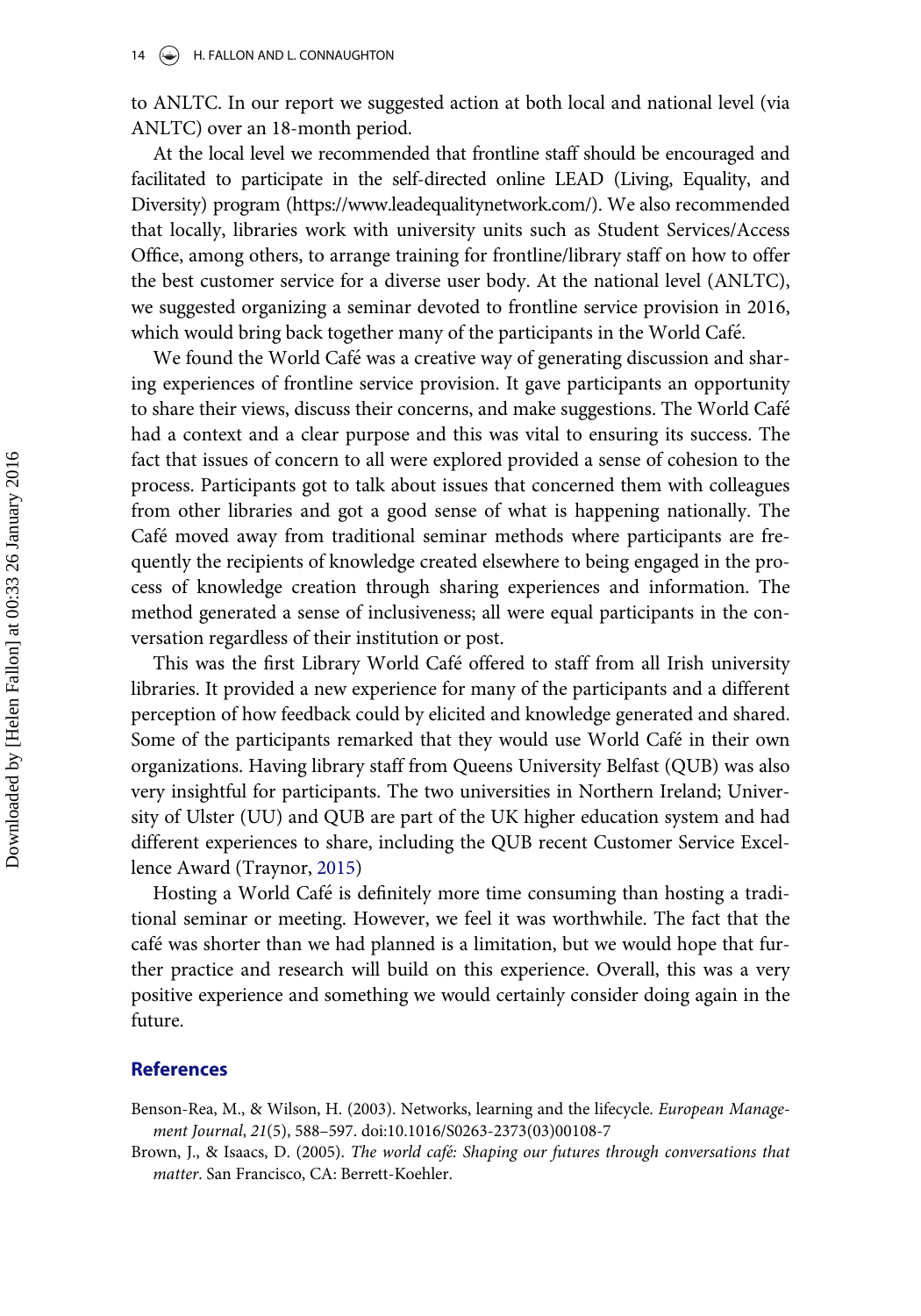to ANLTC. In our report we suggested action at both local and national level (via ANLTC) over an 18-month period.

At the local level we recommended that frontline staff should be encouraged and facilitated to participate in the self-directed online LEAD (Living, Equality, and Diversity) program (https://www.leadequalitynetwork.com/). We also recommended that locally, libraries work with university units such as Student Services/Access Office, among others, to arrange training for frontline/library staff on how to offer the best customer service for a diverse user body. At the national level (ANLTC), we suggested organizing a seminar devoted to frontline service provision in 2016, which would bring back together many of the participants in the World Café.

We found the World Café was a creative way of generating discussion and sharing experiences of frontline service provision. It gave participants an opportunity to share their views, discuss their concerns, and make suggestions. The World Café had a context and a clear purpose and this was vital to ensuring its success. The fact that issues of concern to all were explored provided a sense of cohesion to the process. Participants got to talk about issues that concerned them with colleagues from other libraries and got a good sense of what is happening nationally. The Café moved away from traditional seminar methods where participants are frequently the recipients of knowledge created elsewhere to being engaged in the process of knowledge creation through sharing experiences and information. The method generated a sense of inclusiveness; all were equal participants in the conversation regardless of their institution or post.

This was the first Library World Café offered to staff from all Irish university libraries. It provided a new experience for many of the participants and a different perception of how feedback could by elicited and knowledge generated and shared. Some of the participants remarked that they would use World Café in their own organizations. Having library staff from Queens University Belfast (QUB) was also very insightful for participants. The two universities in Northern Ireland; University of Ulster (UU) and QUB are part of the UK higher education system and had different experiences to share, including the QUB recent Customer Service Excellence Award (Traynor, 2015)

Hosting a World Café is definitely more time consuming than hosting a traditional seminar or meeting. However, we feel it was worthwhile. The fact that the café was shorter than we had planned is a limitation, but we would hope that further practice and research will build on this experience. Overall, this was a very positive experience and something we would certainly consider doing again in the future.

## References

Benson-Rea, M., & Wilson, H. (2003). Networks, learning and the lifecycle. *European Management Journal*, *21*(5), 588–597. doi:10.1016/S0263-2373(03)00108-7

Brown, J., & Isaacs, D. (2005). *The world café: Shaping our futures through conversations that matter*. San Francisco, CA: Berrett-Koehler.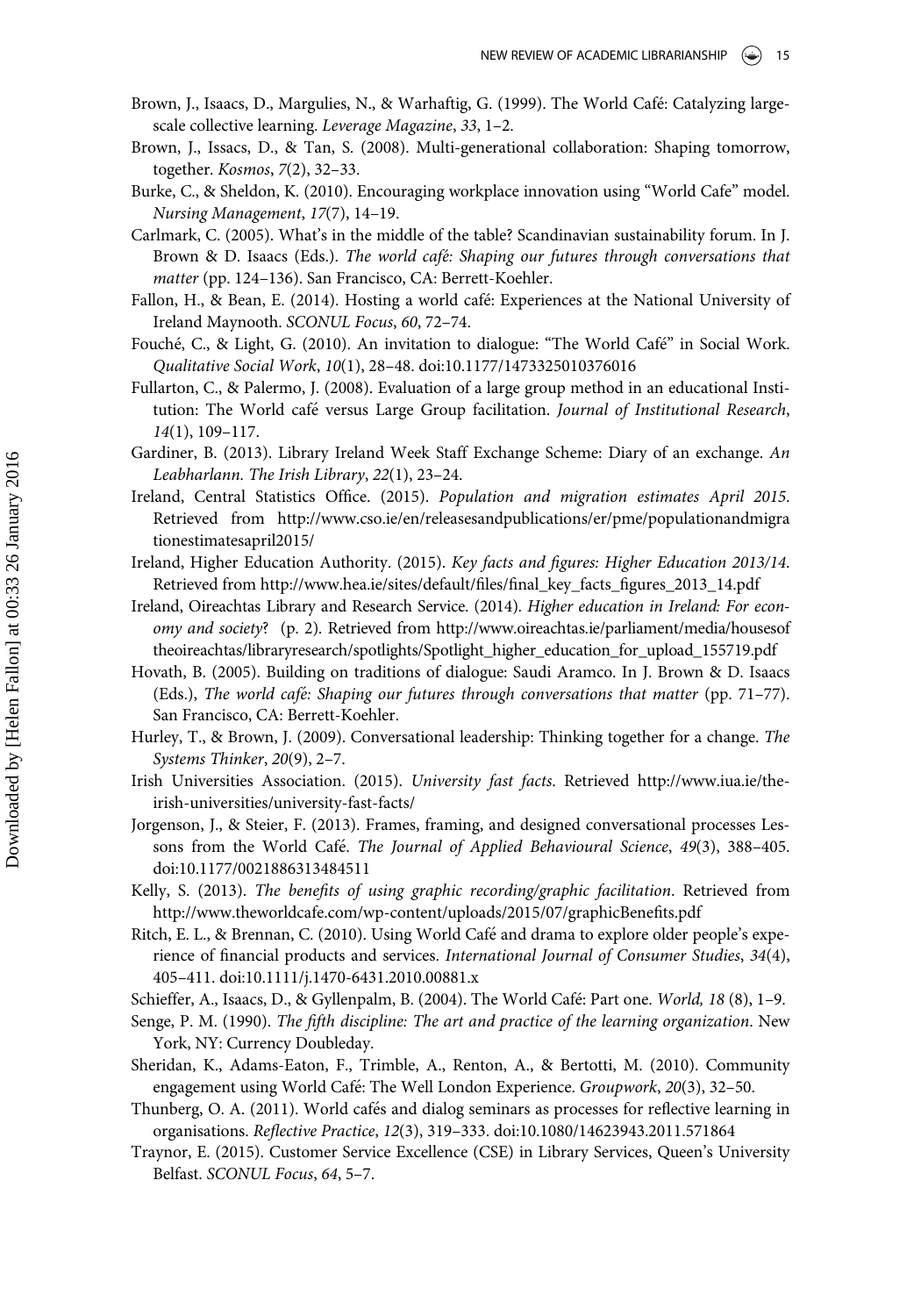Brown, J., Isaacs, D., Margulies, N., & Warhaftig, G. (1999). The World Café: Catalyzing large-scale collective learning. *Leverage Magazine*, *33*, 1–2.

Brown, J., Issacs, D., & Tan, S. (2008). Multi-generational collaboration: Shaping tomorrow, together. *Kosmos*, *7*(2), 32–33.

Burke, C., & Sheldon, K. (2010). Encouraging workplace innovation using "World Cafe" model. *Nursing Management*, *17*(7), 14–19.

Carlmark, C. (2005). What's in the middle of the table? Scandinavian sustainability forum. In J. Brown & D. Isaacs (Eds.). *The world café: Shaping our futures through conversations that matter* (pp. 124–136). San Francisco, CA: Berrett-Koehler.

Fallon, H., & Bean, E. (2014). Hosting a world café: Experiences at the National University of Ireland Maynooth. *SCONUL Focus*, *60*, 72–74.

Fouché, C., & Light, G. (2010). An invitation to dialogue: "The World Café" in Social Work. *Qualitative Social Work*, *10*(1), 28–48. doi:10.1177/1473325010376016

Fullarton, C., & Palermo, J. (2008). Evaluation of a large group method in an educational Institution: The World café versus Large Group facilitation. *Journal of Institutional Research*, *14*(1), 109–117.

Gardiner, B. (2013). Library Ireland Week Staff Exchange Scheme: Diary of an exchange. *An Leabharlann. The Irish Library*, *22*(1), 23–24.

Ireland, Central Statistics Office. (2015). *Population and migration estimates April 2015*. Retrieved from http://www.cso.ie/en/releasesandpublications/er/pme/populationandmigrationestimatesapril2015/

Ireland, Higher Education Authority. (2015). *Key facts and figures: Higher Education 2013/14*. Retrieved from http://www.hea.ie/sites/default/files/final_key_facts_figures_2013_14.pdf

Ireland, Oireachtas Library and Research Service. (2014). *Higher education in Ireland: For economy and society*? (p. 2). Retrieved from http://www.oireachtas.ie/parliament/media/housesoftheoireachtas/libraryresearch/spotlights/Spotlight_higher_education_for_upload_155719.pdf

Hovath, B. (2005). Building on traditions of dialogue: Saudi Aramco. In J. Brown & D. Isaacs (Eds.), *The world café: Shaping our futures through conversations that matter* (pp. 71–77). San Francisco, CA: Berrett-Koehler.

Hurley, T., & Brown, J. (2009). Conversational leadership: Thinking together for a change. *The Systems Thinker*, *20*(9), 2–7.

Irish Universities Association. (2015). *University fast facts*. Retrieved http://www.iua.ie/the-irish-universities/university-fast-facts/

Jorgenson, J., & Steier, F. (2013). Frames, framing, and designed conversational processes Lessons from the World Café. *The Journal of Applied Behavioural Science*, *49*(3), 388–405. doi:10.1177/0021886313484511

Kelly, S. (2013). *The benefits of using graphic recording/graphic facilitation*. Retrieved from http://www.theworldcafe.com/wp-content/uploads/2015/07/graphicBenefits.pdf

Ritch, E. L., & Brennan, C. (2010). Using World Café and drama to explore older people's experience of financial products and services. *International Journal of Consumer Studies*, *34*(4), 405–411. doi:10.1111/j.1470-6431.2010.00881.x

Schieffer, A., Isaacs, D., & Gyllenpalm, B. (2004). The World Café: Part one. *World, 18* (8), 1–9.

Senge, P. M. (1990). *The fifth discipline: The art and practice of the learning organization*. New York, NY: Currency Doubleday.

Sheridan, K., Adams-Eaton, F., Trimble, A., Renton, A., & Bertotti, M. (2010). Community engagement using World Café: The Well London Experience. *Groupwork*, *20*(3), 32–50.

Thunberg, O. A. (2011). World cafés and dialog seminars as processes for reflective learning in organisations. *Reflective Practice*, *12*(3), 319–333. doi:10.1080/14623943.2011.571864

Traynor, E. (2015). Customer Service Excellence (CSE) in Library Services, Queen's University Belfast. *SCONUL Focus*, *64*, 5–7.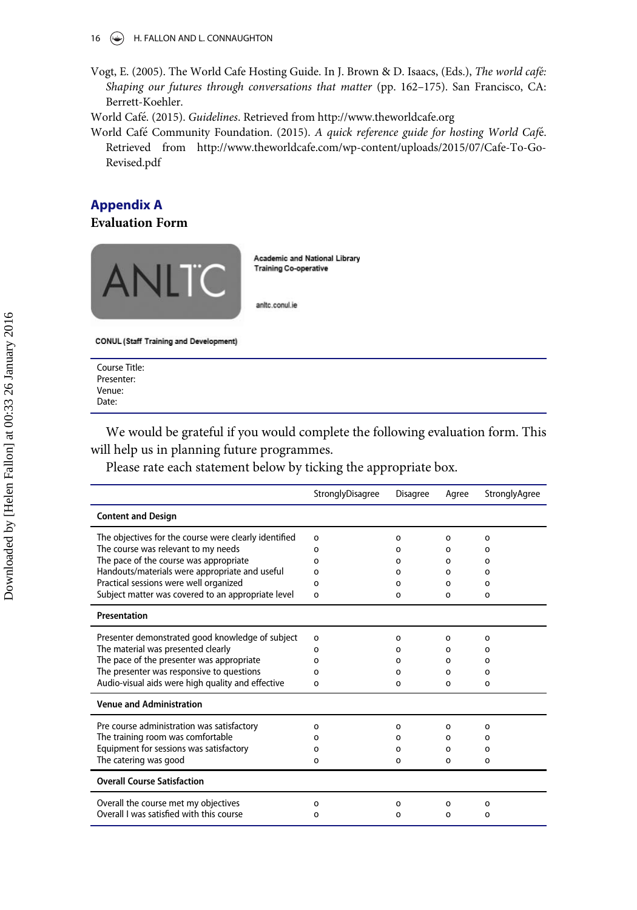Vogt, E. (2005). The World Cafe Hosting Guide. In J. Brown & D. Isaacs, (Eds.), *The world café: Shaping our futures through conversations that matter* (pp. 162–175). San Francisco, CA: Berrett-Koehler.

World Café. (2015). *Guidelines*. Retrieved from http://www.theworldcafe.org

World Café Community Foundation. (2015). *A quick reference guide for hosting World Café*. Retrieved from http://www.theworldcafe.com/wp-content/uploads/2015/07/Cafe-To-Go-Revised.pdf

## Appendix A

### Evaluation Form

ANLTC

Academic and National Library Training Co-operative

anltc.conul.ie

CONUL (Staff Training and Development)

Course Title:
Presenter:
Venue:
Date:

We would be grateful if you would complete the following evaluation form. This will help us in planning future programmes.

Please rate each statement below by ticking the appropriate box.

| | StronglyDisagree | Disagree | Agree | StronglyAgree |
|---|---|---|---|---|
| **Content and Design** | | | | |
| The objectives for the course were clearly identified | o | o | o | o |
| The course was relevant to my needs | o | o | o | o |
| The pace of the course was appropriate | o | o | o | o |
| Handouts/materials were appropriate and useful | o | o | o | o |
| Practical sessions were well organized | o | o | o | o |
| Subject matter was covered to an appropriate level | o | o | o | o |
| **Presentation** | | | | |
| Presenter demonstrated good knowledge of subject | o | o | o | o |
| The material was presented clearly | o | o | o | o |
| The pace of the presenter was appropriate | o | o | o | o |
| The presenter was responsive to questions | o | o | o | o |
| Audio-visual aids were high quality and effective | o | o | o | o |
| **Venue and Administration** | | | | |
| Pre course administration was satisfactory | o | o | o | o |
| The training room was comfortable | o | o | o | o |
| Equipment for sessions was satisfactory | o | o | o | o |
| The catering was good | o | o | o | o |
| **Overall Course Satisfaction** | | | | |
| Overall the course met my objectives | o | o | o | o |
| Overall I was satisfied with this course | o | o | o | o |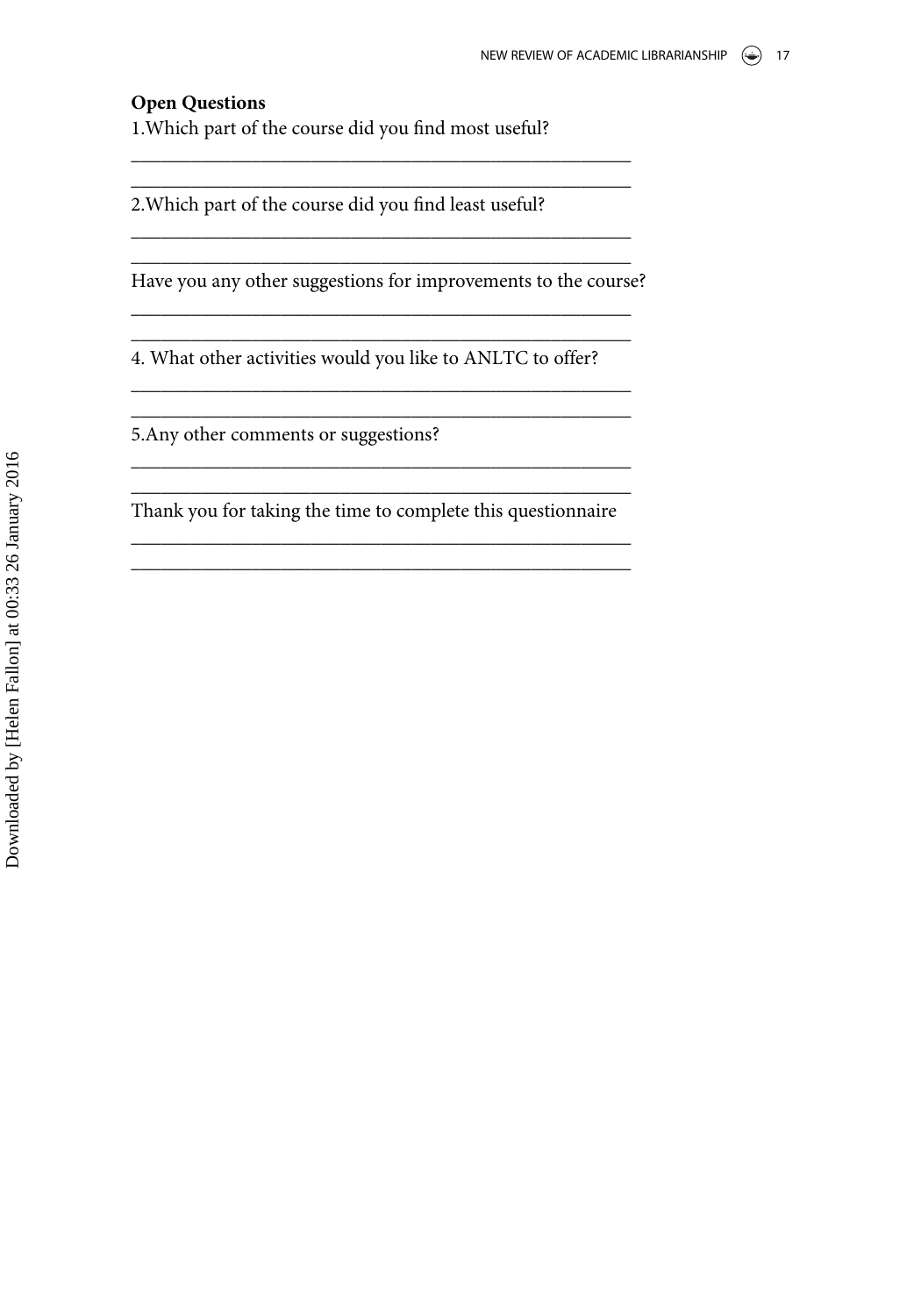**Open Questions**

1.Which part of the course did you find most useful?

\_\_\_\_\_\_\_\_\_\_\_\_\_\_\_\_\_\_\_\_\_\_\_\_\_\_\_\_\_\_\_\_\_\_\_\_\_\_\_\_\_\_\_\_\_\_\_\_\_\_

\_\_\_\_\_\_\_\_\_\_\_\_\_\_\_\_\_\_\_\_\_\_\_\_\_\_\_\_\_\_\_\_\_\_\_\_\_\_\_\_\_\_\_\_\_\_\_\_\_\_

2.Which part of the course did you find least useful?

\_\_\_\_\_\_\_\_\_\_\_\_\_\_\_\_\_\_\_\_\_\_\_\_\_\_\_\_\_\_\_\_\_\_\_\_\_\_\_\_\_\_\_\_\_\_\_\_\_\_

\_\_\_\_\_\_\_\_\_\_\_\_\_\_\_\_\_\_\_\_\_\_\_\_\_\_\_\_\_\_\_\_\_\_\_\_\_\_\_\_\_\_\_\_\_\_\_\_\_\_

Have you any other suggestions for improvements to the course?

\_\_\_\_\_\_\_\_\_\_\_\_\_\_\_\_\_\_\_\_\_\_\_\_\_\_\_\_\_\_\_\_\_\_\_\_\_\_\_\_\_\_\_\_\_\_\_\_\_\_

\_\_\_\_\_\_\_\_\_\_\_\_\_\_\_\_\_\_\_\_\_\_\_\_\_\_\_\_\_\_\_\_\_\_\_\_\_\_\_\_\_\_\_\_\_\_\_\_\_\_

4. What other activities would you like to ANLTC to offer?

\_\_\_\_\_\_\_\_\_\_\_\_\_\_\_\_\_\_\_\_\_\_\_\_\_\_\_\_\_\_\_\_\_\_\_\_\_\_\_\_\_\_\_\_\_\_\_\_\_\_

\_\_\_\_\_\_\_\_\_\_\_\_\_\_\_\_\_\_\_\_\_\_\_\_\_\_\_\_\_\_\_\_\_\_\_\_\_\_\_\_\_\_\_\_\_\_\_\_\_\_

5.Any other comments or suggestions?

\_\_\_\_\_\_\_\_\_\_\_\_\_\_\_\_\_\_\_\_\_\_\_\_\_\_\_\_\_\_\_\_\_\_\_\_\_\_\_\_\_\_\_\_\_\_\_\_\_\_

\_\_\_\_\_\_\_\_\_\_\_\_\_\_\_\_\_\_\_\_\_\_\_\_\_\_\_\_\_\_\_\_\_\_\_\_\_\_\_\_\_\_\_\_\_\_\_\_\_\_

Thank you for taking the time to complete this questionnaire

\_\_\_\_\_\_\_\_\_\_\_\_\_\_\_\_\_\_\_\_\_\_\_\_\_\_\_\_\_\_\_\_\_\_\_\_\_\_\_\_\_\_\_\_\_\_\_\_\_\_

\_\_\_\_\_\_\_\_\_\_\_\_\_\_\_\_\_\_\_\_\_\_\_\_\_\_\_\_\_\_\_\_\_\_\_\_\_\_\_\_\_\_\_\_\_\_\_\_\_\_